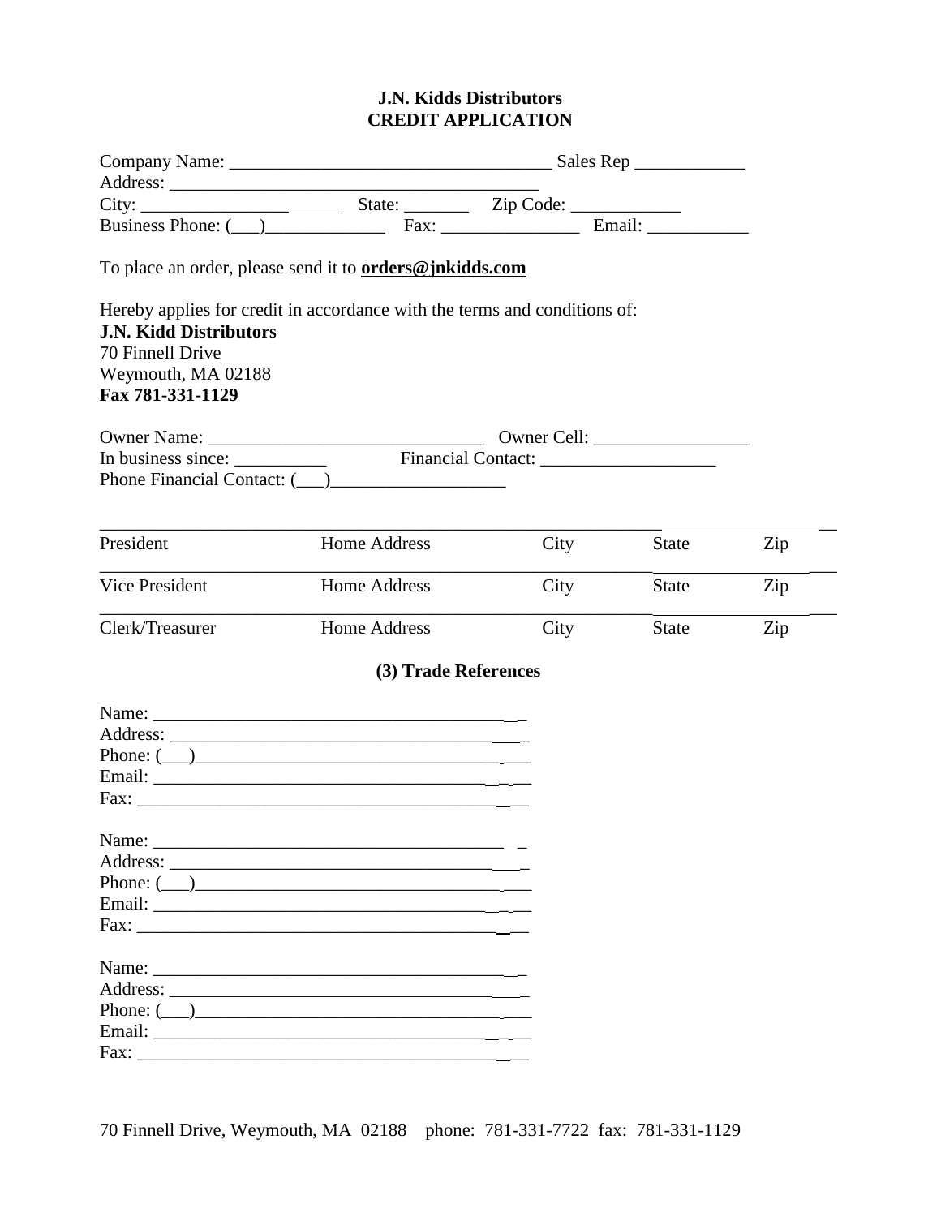# J.N. Kidds Distributors
## CREDIT APPLICATION

Company Name: ___________________________________ Sales Rep ____________
Address: ________________________________________
City: _______________________ State: _______ Zip Code: ____________
Business Phone: (___)_____________ Fax: _______________ Email: ___________

To place an order, please send it to **orders@jnkidds.com**

Hereby applies for credit in accordance with the terms and conditions of:
**J.N. Kidd Distributors**
70 Finnell Drive
Weymouth, MA 02188
**Fax 781-331-1129**

Owner Name: ______________________________ Owner Cell: _________________
In business since: __________ Financial Contact: ___________________
Phone Financial Contact: (___)___________________

| President | Home Address | City | State | Zip |
| --- | --- | --- | --- | --- |
| Vice President | Home Address | City | State | Zip |
| Clerk/Treasurer | Home Address | City | State | Zip |

### (3) Trade References

Name: ________________________________________
Address: ______________________________________
Phone: (___)___________________________________
Email: ________________________________________
Fax: __________________________________________

Name: ________________________________________
Address: ______________________________________
Phone: (___)___________________________________
Email: ________________________________________
Fax: __________________________________________

Name: ________________________________________
Address: ______________________________________
Phone: (___)___________________________________
Email: ________________________________________
Fax: __________________________________________

70 Finnell Drive, Weymouth, MA 02188 phone: 781-331-7722 fax: 781-331-1129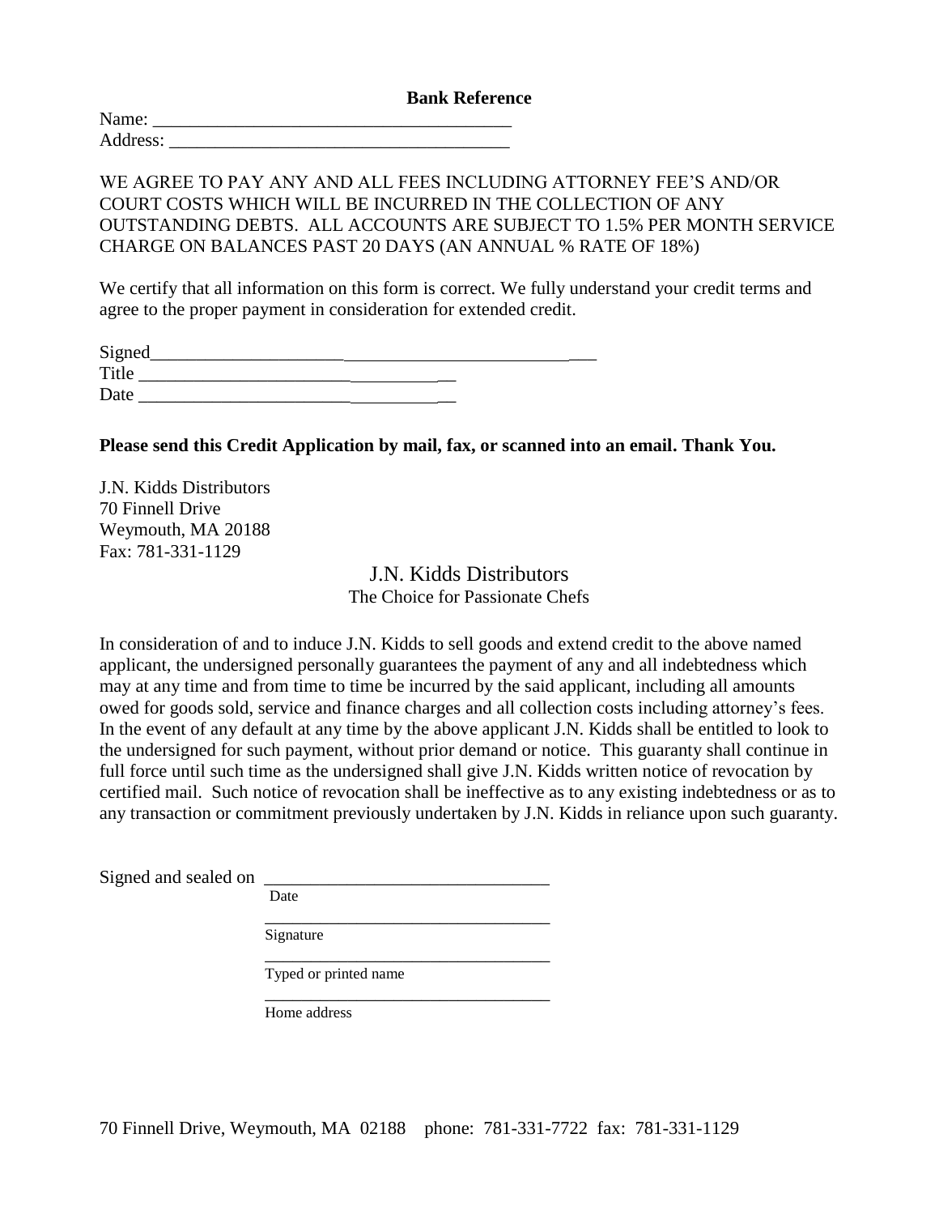**Bank Reference**

Name: ______________________________________

Address: ____________________________________

WE AGREE TO PAY ANY AND ALL FEES INCLUDING ATTORNEY FEE'S AND/OR COURT COSTS WHICH WILL BE INCURRED IN THE COLLECTION OF ANY OUTSTANDING DEBTS. ALL ACCOUNTS ARE SUBJECT TO 1.5% PER MONTH SERVICE CHARGE ON BALANCES PAST 20 DAYS (AN ANNUAL % RATE OF 18%)

We certify that all information on this form is correct. We fully understand your credit terms and agree to the proper payment in consideration for extended credit.

Signed_______________________________________________

Title ___________________________________

Date ___________________________________

**Please send this Credit Application by mail, fax, or scanned into an email. Thank You.**

J.N. Kidds Distributors
70 Finnell Drive
Weymouth, MA 20188
Fax: 781-331-1129

## J.N. Kidds Distributors

The Choice for Passionate Chefs

In consideration of and to induce J.N. Kidds to sell goods and extend credit to the above named applicant, the undersigned personally guarantees the payment of any and all indebtedness which may at any time and from time to time be incurred by the said applicant, including all amounts owed for goods sold, service and finance charges and all collection costs including attorney's fees. In the event of any default at any time by the above applicant J.N. Kidds shall be entitled to look to the undersigned for such payment, without prior demand or notice. This guaranty shall continue in full force until such time as the undersigned shall give J.N. Kidds written notice of revocation by certified mail. Such notice of revocation shall be ineffective as to any existing indebtedness or as to any transaction or commitment previously undertaken by J.N. Kidds in reliance upon such guaranty.

Signed and sealed on ______________________________
Date

______________________________
Signature

______________________________
Typed or printed name

______________________________
Home address

70 Finnell Drive, Weymouth, MA 02188 phone: 781-331-7722 fax: 781-331-1129